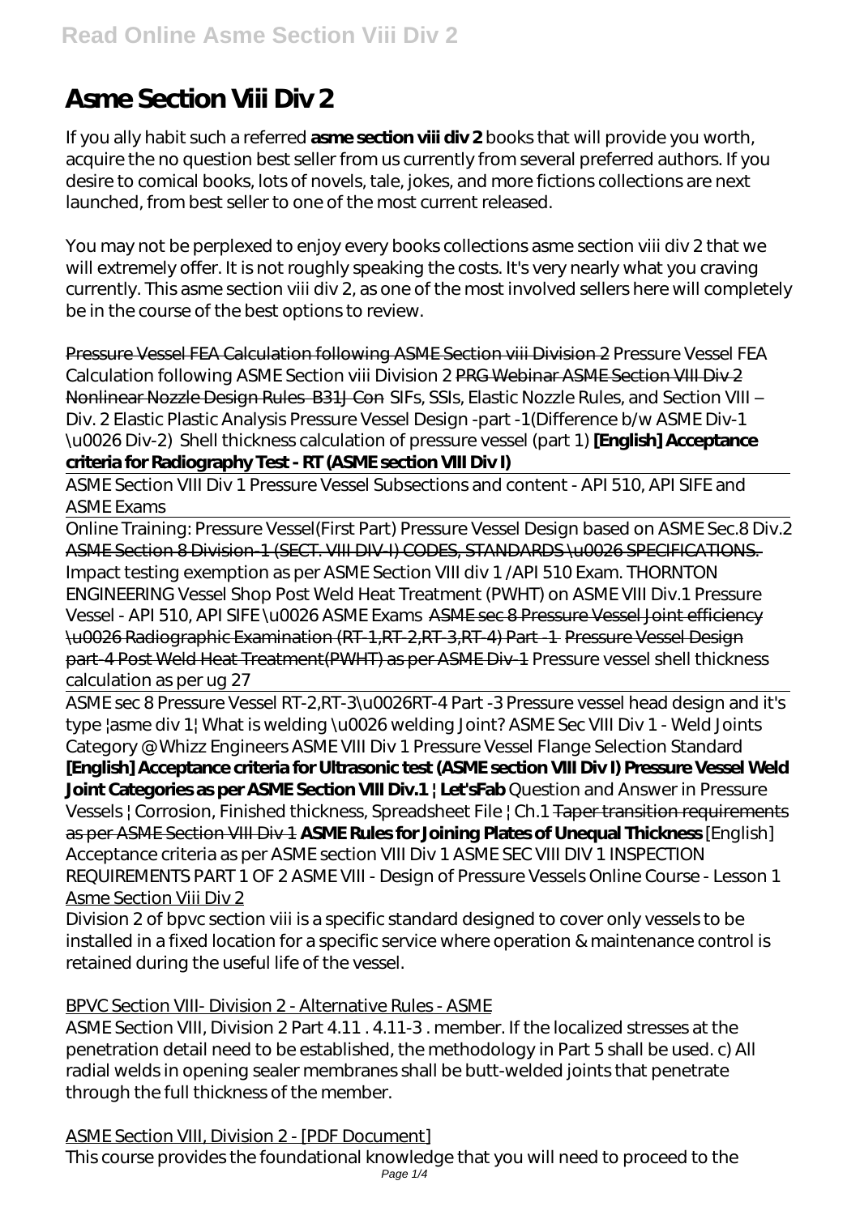# Asme Section Viii Div 2

If you ally habit such a referred **asme section viii div 2** books that will provide you worth, acquire the no question best seller from us currently from several preferred authors. If you desire to comical books, lots of novels, tale, jokes, and more fictions collections are next launched, from best seller to one of the most current released.

You may not be perplexed to enjoy every books collections asme section viii div 2 that we will extremely offer. It is not roughly speaking the costs. It's very nearly what you craving currently. This asme section viii div 2, as one of the most involved sellers here will completely be in the course of the best options to review.

Pressure Vessel FEA Calculation following ASME Section viii Division 2 *Pressure Vessel FEA Calculation following ASME Section viii Division 2* PRG Webinar ASME Section VIII Div 2 Nonlinear Nozzle Design Rules B31J Con *SIFs, SSIs, Elastic Nozzle Rules, and Section VIII – Div. 2 Elastic Plastic Analysis* *Pressure Vessel Design -part -1(Difference b/w ASME Div-1 \u0026 Div-2)* *Shell thickness calculation of pressure vessel (part 1)* **[English] Acceptance criteria for Radiography Test - RT (ASME section VIII Div I)**

ASME Section VIII Div 1 Pressure Vessel Subsections and content - API 510, API SIFE and ASME Exams

Online Training: Pressure Vessel(First Part) Pressure Vessel Design based on ASME Sec.8 Div.2 ASME Section 8 Division-1 (SECT. VIII DIV-I) CODES, STANDARDS \u0026 SPECIFICATIONS. *Impact testing exemption as per ASME Section VIII div 1 /API 510 Exam. THORNTON ENGINEERING Vessel Shop* *Post Weld Heat Treatment (PWHT) on ASME VIII Div.1 Pressure Vessel - API 510, API SIFE \u0026 ASME Exams* ASME sec 8 Pressure Vessel Joint efficiency \u0026 Radiographic Examination (RT-1,RT-2,RT-3,RT-4) Part -1 Pressure Vessel Design part-4 Post Weld Heat Treatment(PWHT) as per ASME Div-1 *Pressure vessel shell thickness calculation as per ug 27*

ASME sec 8 Pressure Vessel RT-2,RT-3\u0026RT-4 Part -3 *Pressure vessel head design and it's type |asme div 1| What is welding \u0026 welding Joint? ASME Sec VIII Div 1 - Weld Joints Category @ Whizz Engineers* *ASME VIII Div 1 Pressure Vessel Flange Selection Standard* **[English] Acceptance criteria for Ultrasonic test (ASME section VIII Div I)** **Pressure Vessel Weld Joint Categories as per ASME Section VIII Div.1 | Let'sFab** *Question and Answer in Pressure Vessels | Corrosion, Finished thickness, Spreadsheet File | Ch.1* Taper transition requirements as per ASME Section VIII Div 1 **ASME Rules for Joining Plates of Unequal Thickness** *[English] Acceptance criteria as per ASME section VIII Div 1* *ASME SEC VIII DIV 1 INSPECTION REQUIREMENTS PART 1 OF 2* *ASME VIII - Design of Pressure Vessels Online Course - Lesson 1* Asme Section Viii Div 2

Division 2 of bpvc section viii is a specific standard designed to cover only vessels to be installed in a fixed location for a specific service where operation & maintenance control is retained during the useful life of the vessel.

BPVC Section VIII- Division 2 - Alternative Rules - ASME

ASME Section VIII, Division 2 Part 4.11 . 4.11-3 . member. If the localized stresses at the penetration detail need to be established, the methodology in Part 5 shall be used. c) All radial welds in opening sealer membranes shall be butt-welded joints that penetrate through the full thickness of the member.

ASME Section VIII, Division 2 - [PDF Document]

This course provides the foundational knowledge that you will need to proceed to the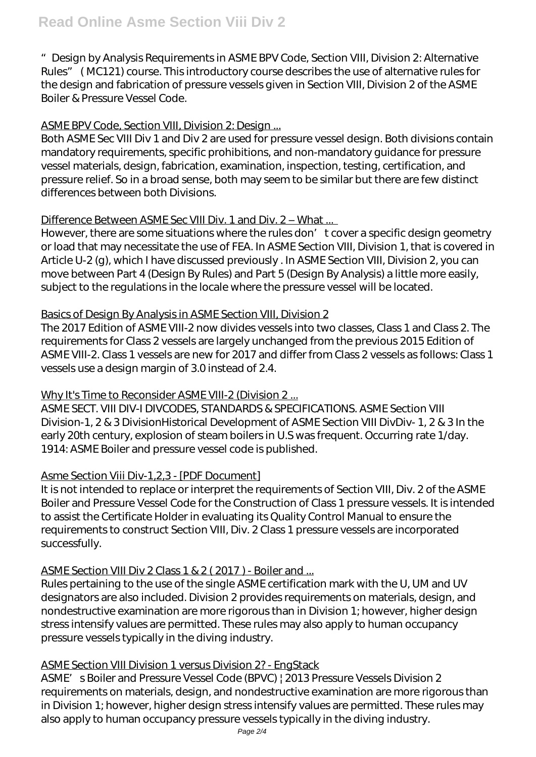"Design by Analysis Requirements in ASME BPV Code, Section VIII, Division 2: Alternative Rules" (MC121) course. This introductory course describes the use of alternative rules for the design and fabrication of pressure vessels given in Section VIII, Division 2 of the ASME Boiler & Pressure Vessel Code.

ASME BPV Code, Section VIII, Division 2: Design ...

Both ASME Sec VIII Div 1 and Div 2 are used for pressure vessel design. Both divisions contain mandatory requirements, specific prohibitions, and non-mandatory guidance for pressure vessel materials, design, fabrication, examination, inspection, testing, certification, and pressure relief. So in a broad sense, both may seem to be similar but there are few distinct differences between both Divisions.

Difference Between ASME Sec VIII Div. 1 and Div. 2 – What ...

However, there are some situations where the rules don't cover a specific design geometry or load that may necessitate the use of FEA. In ASME Section VIII, Division 1, that is covered in Article U-2 (g), which I have discussed previously . In ASME Section VIII, Division 2, you can move between Part 4 (Design By Rules) and Part 5 (Design By Analysis) a little more easily, subject to the regulations in the locale where the pressure vessel will be located.

Basics of Design By Analysis in ASME Section VIII, Division 2

The 2017 Edition of ASME VIII-2 now divides vessels into two classes, Class 1 and Class 2. The requirements for Class 2 vessels are largely unchanged from the previous 2015 Edition of ASME VIII-2. Class 1 vessels are new for 2017 and differ from Class 2 vessels as follows: Class 1 vessels use a design margin of 3.0 instead of 2.4.

Why It's Time to Reconsider ASME VIII-2 (Division 2 ...

ASME SECT. VIII DIV-I DIVCODES, STANDARDS & SPECIFICATIONS. ASME Section VIII Division-1, 2 & 3 DivisionHistorical Development of ASME Section VIII DivDiv- 1, 2 & 3 In the early 20th century, explosion of steam boilers in U.S was frequent. Occurring rate 1/day. 1914: ASME Boiler and pressure vessel code is published.

Asme Section Viii Div-1,2,3 - [PDF Document]

It is not intended to replace or interpret the requirements of Section VIII, Div. 2 of the ASME Boiler and Pressure Vessel Code for the Construction of Class 1 pressure vessels. It is intended to assist the Certificate Holder in evaluating its Quality Control Manual to ensure the requirements to construct Section VIII, Div. 2 Class 1 pressure vessels are incorporated successfully.

ASME Section VIII Div 2 Class 1 & 2 ( 2017 ) - Boiler and ...

Rules pertaining to the use of the single ASME certification mark with the U, UM and UV designators are also included. Division 2 provides requirements on materials, design, and nondestructive examination are more rigorous than in Division 1; however, higher design stress intensify values are permitted. These rules may also apply to human occupancy pressure vessels typically in the diving industry.

ASME Section VIII Division 1 versus Division 2? - EngStack

ASME's Boiler and Pressure Vessel Code (BPVC) | 2013 Pressure Vessels Division 2 requirements on materials, design, and nondestructive examination are more rigorous than in Division 1; however, higher design stress intensify values are permitted. These rules may also apply to human occupancy pressure vessels typically in the diving industry.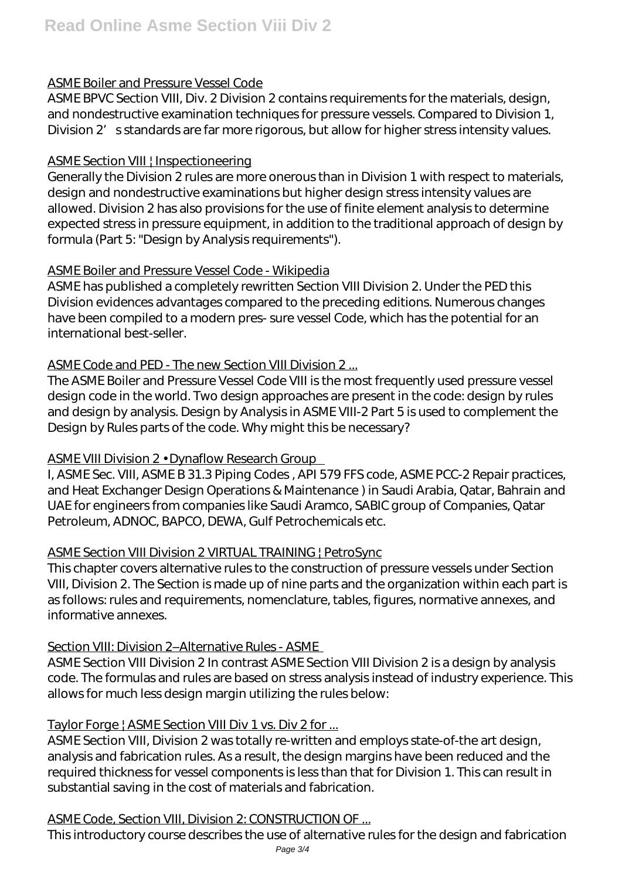### ASME Boiler and Pressure Vessel Code

ASME BPVC Section VIII, Div. 2 Division 2 contains requirements for the materials, design, and nondestructive examination techniques for pressure vessels. Compared to Division 1, Division 2's standards are far more rigorous, but allow for higher stress intensity values.

### ASME Section VIII | Inspectioneering

Generally the Division 2 rules are more onerous than in Division 1 with respect to materials, design and nondestructive examinations but higher design stress intensity values are allowed. Division 2 has also provisions for the use of finite element analysis to determine expected stress in pressure equipment, in addition to the traditional approach of design by formula (Part 5: "Design by Analysis requirements").

### ASME Boiler and Pressure Vessel Code - Wikipedia

ASME has published a completely rewritten Section VIII Division 2. Under the PED this Division evidences advantages compared to the preceding editions. Numerous changes have been compiled to a modern pres- sure vessel Code, which has the potential for an international best-seller.

### ASME Code and PED - The new Section VIII Division 2 ...

The ASME Boiler and Pressure Vessel Code VIII is the most frequently used pressure vessel design code in the world. Two design approaches are present in the code: design by rules and design by analysis. Design by Analysis in ASME VIII-2 Part 5 is used to complement the Design by Rules parts of the code. Why might this be necessary?

### ASME VIII Division 2 • Dynaflow Research Group

I, ASME Sec. VIII, ASME B 31.3 Piping Codes , API 579 FFS code, ASME PCC-2 Repair practices, and Heat Exchanger Design Operations & Maintenance ) in Saudi Arabia, Qatar, Bahrain and UAE for engineers from companies like Saudi Aramco, SABIC group of Companies, Qatar Petroleum, ADNOC, BAPCO, DEWA, Gulf Petrochemicals etc.

### ASME Section VIII Division 2 VIRTUAL TRAINING | PetroSync

This chapter covers alternative rules to the construction of pressure vessels under Section VIII, Division 2. The Section is made up of nine parts and the organization within each part is as follows: rules and requirements, nomenclature, tables, figures, normative annexes, and informative annexes.

### Section VIII: Division 2–Alternative Rules - ASME

ASME Section VIII Division 2 In contrast ASME Section VIII Division 2 is a design by analysis code. The formulas and rules are based on stress analysis instead of industry experience. This allows for much less design margin utilizing the rules below:

### Taylor Forge | ASME Section VIII Div 1 vs. Div 2 for ...

ASME Section VIII, Division 2 was totally re-written and employs state-of-the art design, analysis and fabrication rules. As a result, the design margins have been reduced and the required thickness for vessel components is less than that for Division 1. This can result in substantial saving in the cost of materials and fabrication.

### ASME Code, Section VIII, Division 2: CONSTRUCTION OF ...

This introductory course describes the use of alternative rules for the design and fabrication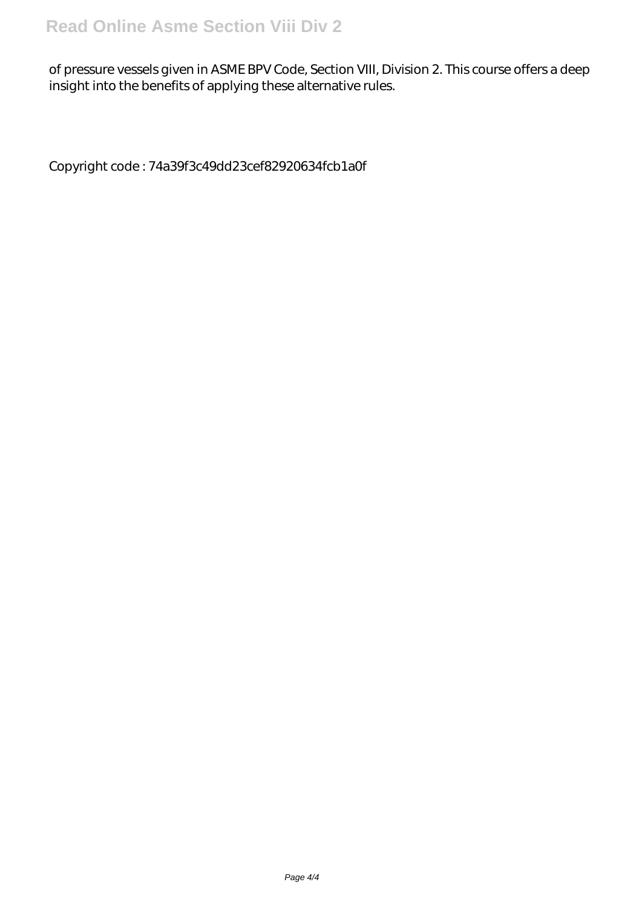of pressure vessels given in ASME BPV Code, Section VIII, Division 2. This course offers a deep insight into the benefits of applying these alternative rules.

Copyright code : 74a39f3c49dd23cef82920634fcb1a0f